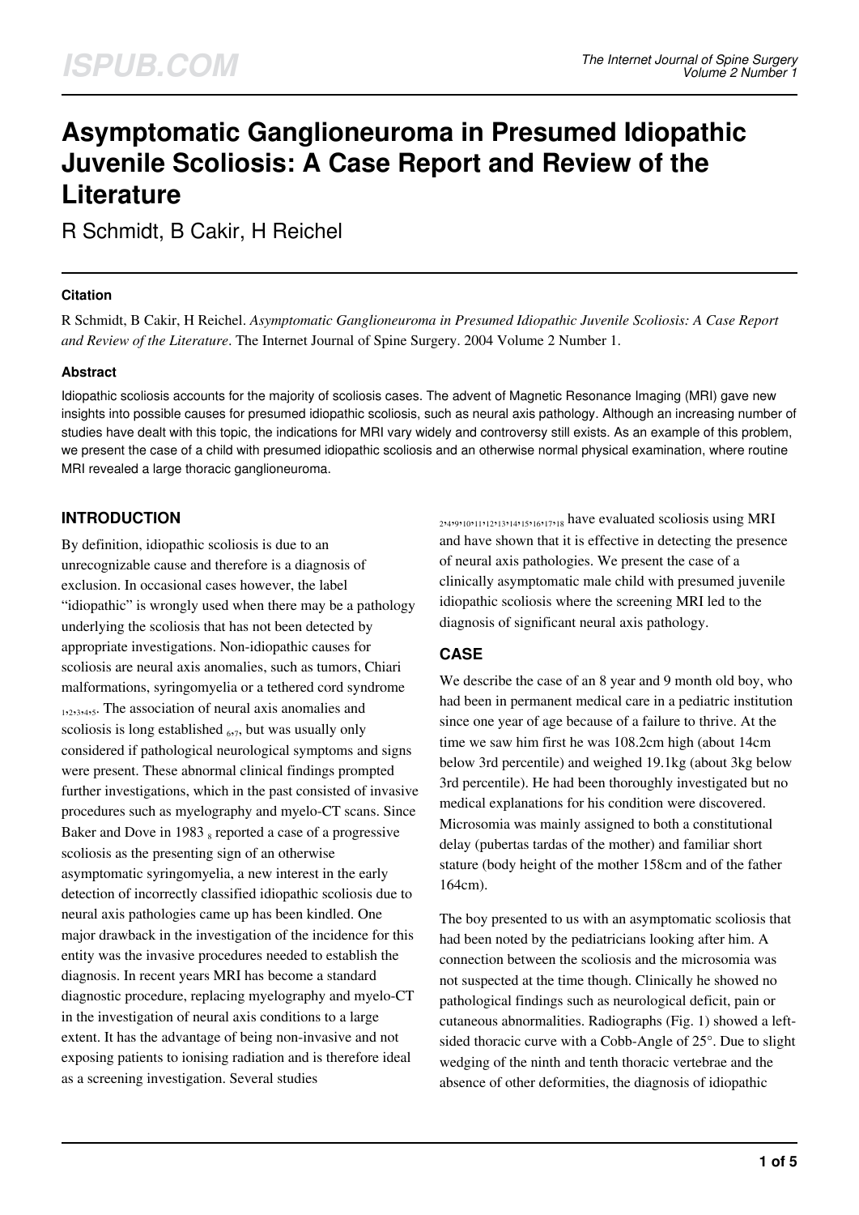# Asymptomatic Ganglioneuroma in Presumed Idiopathic Juvenile Scoliosis: A Case Report and Review of the Literature

R Schmidt, B Cakir, H Reichel

### Citation

R Schmidt, B Cakir, H Reichel. *Asymptomatic Ganglioneuroma in Presumed Idiopathic Juvenile Scoliosis: A Case Report and Review of the Literature*. The Internet Journal of Spine Surgery. 2004 Volume 2 Number 1.

### Abstract

Idiopathic scoliosis accounts for the majority of scoliosis cases. The advent of Magnetic Resonance Imaging (MRI) gave new insights into possible causes for presumed idiopathic scoliosis, such as neural axis pathology. Although an increasing number of studies have dealt with this topic, the indications for MRI vary widely and controversy still exists. As an example of this problem, we present the case of a child with presumed idiopathic scoliosis and an otherwise normal physical examination, where routine MRI revealed a large thoracic ganglioneuroma.

## INTRODUCTION

By definition, idiopathic scoliosis is due to an unrecognizable cause and therefore is a diagnosis of exclusion. In occasional cases however, the label "idiopathic" is wrongly used when there may be a pathology underlying the scoliosis that has not been detected by appropriate investigations. Non-idiopathic causes for scoliosis are neural axis anomalies, such as tumors, Chiari malformations, syringomyelia or a tethered cord syndrome [1,2,3,4,5]. The association of neural axis anomalies and scoliosis is long established [6,7], but was usually only considered if pathological neurological symptoms and signs were present. These abnormal clinical findings prompted further investigations, which in the past consisted of invasive procedures such as myelography and myelo-CT scans. Since Baker and Dove in 1983 [8] reported a case of a progressive scoliosis as the presenting sign of an otherwise asymptomatic syringomyelia, a new interest in the early detection of incorrectly classified idiopathic scoliosis due to neural axis pathologies came up has been kindled. One major drawback in the investigation of the incidence for this entity was the invasive procedures needed to establish the diagnosis. In recent years MRI has become a standard diagnostic procedure, replacing myelography and myelo-CT in the investigation of neural axis conditions to a large extent. It has the advantage of being non-invasive and not exposing patients to ionising radiation and is therefore ideal as a screening investigation. Several studies [2,4,9,10,11,12,13,14,15,16,17,18] have evaluated scoliosis using MRI and have shown that it is effective in detecting the presence of neural axis pathologies. We present the case of a clinically asymptomatic male child with presumed juvenile idiopathic scoliosis where the screening MRI led to the diagnosis of significant neural axis pathology.

## CASE

We describe the case of an 8 year and 9 month old boy, who had been in permanent medical care in a pediatric institution since one year of age because of a failure to thrive. At the time we saw him first he was 108.2cm high (about 14cm below 3rd percentile) and weighed 19.1kg (about 3kg below 3rd percentile). He had been thoroughly investigated but no medical explanations for his condition were discovered. Microsomia was mainly assigned to both a constitutional delay (pubertas tardas of the mother) and familiar short stature (body height of the mother 158cm and of the father 164cm).

The boy presented to us with an asymptomatic scoliosis that had been noted by the pediatricians looking after him. A connection between the scoliosis and the microsomia was not suspected at the time though. Clinically he showed no pathological findings such as neurological deficit, pain or cutaneous abnormalities. Radiographs (Fig. 1) showed a left-sided thoracic curve with a Cobb-Angle of 25°. Due to slight wedging of the ninth and tenth thoracic vertebrae and the absence of other deformities, the diagnosis of idiopathic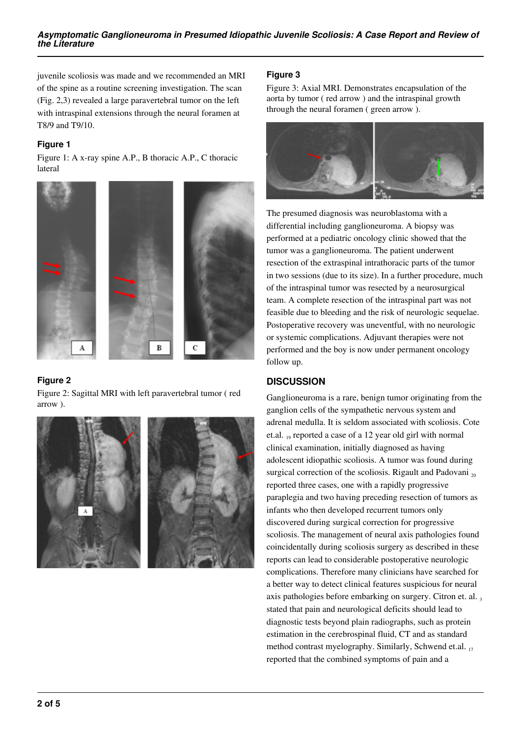juvenile scoliosis was made and we recommended an MRI of the spine as a routine screening investigation. The scan (Fig. 2,3) revealed a large paravertebral tumor on the left with intraspinal extensions through the neural foramen at T8/9 and T9/10.

### Figure 1

Figure 1: A x-ray spine A.P., B thoracic A.P., C thoracic lateral

### Figure 2

Figure 2: Sagittal MRI with left paravertebral tumor ( red arrow ).

### Figure 3

Figure 3: Axial MRI. Demonstrates encapsulation of the aorta by tumor ( red arrow ) and the intraspinal growth through the neural foramen ( green arrow ).

The presumed diagnosis was neuroblastoma with a differential including ganglioneuroma. A biopsy was performed at a pediatric oncology clinic showed that the tumor was a ganglioneuroma. The patient underwent resection of the extraspinal intrathoracic parts of the tumor in two sessions (due to its size). In a further procedure, much of the intraspinal tumor was resected by a neurosurgical team. A complete resection of the intraspinal part was not feasible due to bleeding and the risk of neurologic sequelae. Postoperative recovery was uneventful, with no neurologic or systemic complications. Adjuvant therapies were not performed and the boy is now under permanent oncology follow up.

## DISCUSSION

Ganglioneuroma is a rare, benign tumor originating from the ganglion cells of the sympathetic nervous system and adrenal medulla. It is seldom associated with scoliosis. Cote et.al. [19] reported a case of a 12 year old girl with normal clinical examination, initially diagnosed as having adolescent idiopathic scoliosis. A tumor was found during surgical correction of the scoliosis. Rigault and Padovani [20] reported three cases, one with a rapidly progressive paraplegia and two having preceding resection of tumors as infants who then developed recurrent tumors only discovered during surgical correction for progressive scoliosis. The management of neural axis pathologies found coincidentally during scoliosis surgery as described in these reports can lead to considerable postoperative neurologic complications. Therefore many clinicians have searched for a better way to detect clinical features suspicious for neural axis pathologies before embarking on surgery. Citron et. al. [3] stated that pain and neurological deficits should lead to diagnostic tests beyond plain radiographs, such as protein estimation in the cerebrospinal fluid, CT and as standard method contrast myelography. Similarly, Schwend et.al. [17] reported that the combined symptoms of pain and a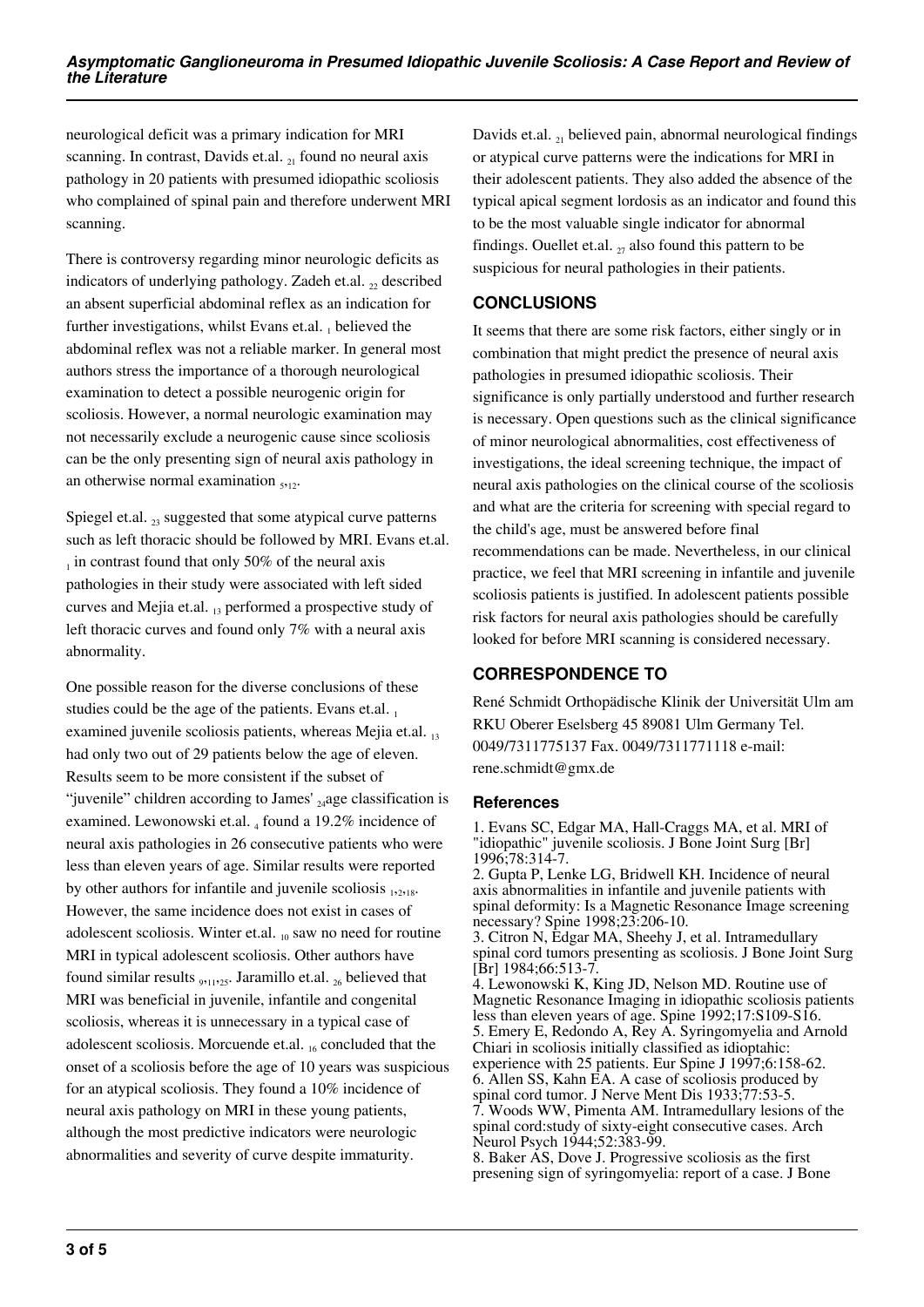neurological deficit was a primary indication for MRI scanning. In contrast, Davids et.al. [21] found no neural axis pathology in 20 patients with presumed idiopathic scoliosis who complained of spinal pain and therefore underwent MRI scanning.

There is controversy regarding minor neurologic deficits as indicators of underlying pathology. Zadeh et.al. [22] described an absent superficial abdominal reflex as an indication for further investigations, whilst Evans et.al. [1] believed the abdominal reflex was not a reliable marker. In general most authors stress the importance of a thorough neurological examination to detect a possible neurogenic origin for scoliosis. However, a normal neurologic examination may not necessarily exclude a neurogenic cause since scoliosis can be the only presenting sign of neural axis pathology in an otherwise normal examination [5,12].

Spiegel et.al. [23] suggested that some atypical curve patterns such as left thoracic should be followed by MRI. Evans et.al. [1] in contrast found that only 50% of the neural axis pathologies in their study were associated with left sided curves and Mejia et.al. [13] performed a prospective study of left thoracic curves and found only 7% with a neural axis abnormality.

One possible reason for the diverse conclusions of these studies could be the age of the patients. Evans et.al. [1] examined juvenile scoliosis patients, whereas Mejia et.al. [13] had only two out of 29 patients below the age of eleven. Results seem to be more consistent if the subset of "juvenile" children according to James' [24]age classification is examined. Lewonowski et.al. [4] found a 19.2% incidence of neural axis pathologies in 26 consecutive patients who were less than eleven years of age. Similar results were reported by other authors for infantile and juvenile scoliosis [1,2,18]. However, the same incidence does not exist in cases of adolescent scoliosis. Winter et.al. [10] saw no need for routine MRI in typical adolescent scoliosis. Other authors have found similar results [9,11,25]. Jaramillo et.al. [26] believed that MRI was beneficial in juvenile, infantile and congenital scoliosis, whereas it is unnecessary in a typical case of adolescent scoliosis. Morcuende et.al. [16] concluded that the onset of a scoliosis before the age of 10 years was suspicious for an atypical scoliosis. They found a 10% incidence of neural axis pathology on MRI in these young patients, although the most predictive indicators were neurologic abnormalities and severity of curve despite immaturity.

Davids et.al. [21] believed pain, abnormal neurological findings or atypical curve patterns were the indications for MRI in their adolescent patients. They also added the absence of the typical apical segment lordosis as an indicator and found this to be the most valuable single indicator for abnormal findings. Ouellet et.al. [27] also found this pattern to be suspicious for neural pathologies in their patients.

## CONCLUSIONS

It seems that there are some risk factors, either singly or in combination that might predict the presence of neural axis pathologies in presumed idiopathic scoliosis. Their significance is only partially understood and further research is necessary. Open questions such as the clinical significance of minor neurological abnormalities, cost effectiveness of investigations, the ideal screening technique, the impact of neural axis pathologies on the clinical course of the scoliosis and what are the criteria for screening with special regard to the child's age, must be answered before final recommendations can be made. Nevertheless, in our clinical practice, we feel that MRI screening in infantile and juvenile scoliosis patients is justified. In adolescent patients possible risk factors for neural axis pathologies should be carefully looked for before MRI scanning is considered necessary.

## CORRESPONDENCE TO

René Schmidt Orthopädische Klinik der Universität Ulm am RKU Oberer Eselsberg 45 89081 Ulm Germany Tel. 0049/7311775137 Fax. 0049/7311771118 e-mail: rene.schmidt@gmx.de

### References

1. Evans SC, Edgar MA, Hall-Craggs MA, et al. MRI of "idiopathic" juvenile scoliosis. J Bone Joint Surg [Br] 1996;78:314-7.
2. Gupta P, Lenke LG, Bridwell KH. Incidence of neural axis abnormalities in infantile and juvenile patients with spinal deformity: Is a Magnetic Resonance Image screening necessary? Spine 1998;23:206-10.
3. Citron N, Edgar MA, Sheehy J, et al. Intramedullary spinal cord tumors presenting as scoliosis. J Bone Joint Surg [Br] 1984;66:513-7.
4. Lewonowski K, King JD, Nelson MD. Routine use of Magnetic Resonance Imaging in idiopathic scoliosis patients less than eleven years of age. Spine 1992;17:S109-S16.
5. Emery E, Redondo A, Rey A. Syringomyelia and Arnold Chiari in scoliosis initially classified as idioptahic: experience with 25 patients. Eur Spine J 1997;6:158-62.
6. Allen SS, Kahn EA. A case of scoliosis produced by spinal cord tumor. J Nerve Ment Dis 1933;77:53-5.
7. Woods WW, Pimenta AM. Intramedullary lesions of the spinal cord:study of sixty-eight consecutive cases. Arch Neurol Psych 1944;52:383-99.
8. Baker AS, Dove J. Progressive scoliosis as the first presening sign of syringomyelia: report of a case. J Bone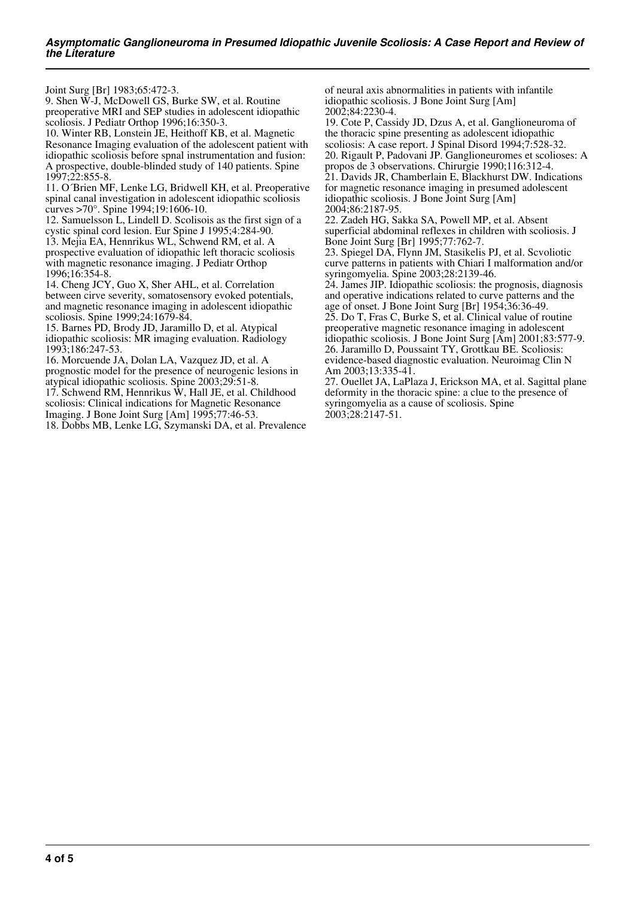Joint Surg [Br] 1983;65:472-3.

9. Shen W-J, McDowell GS, Burke SW, et al. Routine preoperative MRI and SEP studies in adolescent idiopathic scoliosis. J Pediatr Orthop 1996;16:350-3.

10. Winter RB, Lonstein JE, Heithoff KB, et al. Magnetic Resonance Imaging evaluation of the adolescent patient with idiopathic scoliosis before spnal instrumentation and fusion: A prospective, double-blinded study of 140 patients. Spine 1997;22:855-8.

11. O´Brien MF, Lenke LG, Bridwell KH, et al. Preoperative spinal canal investigation in adolescent idiopathic scoliosis curves >70°. Spine 1994;19:1606-10.

12. Samuelsson L, Lindell D. Scolisois as the first sign of a cystic spinal cord lesion. Eur Spine J 1995;4:284-90.

13. Mejia EA, Hennrikus WL, Schwend RM, et al. A prospective evaluation of idiopathic left thoracic scoliosis with magnetic resonance imaging. J Pediatr Orthop 1996;16:354-8.

14. Cheng JCY, Guo X, Sher AHL, et al. Correlation between cirve severity, somatosensory evoked potentials, and magnetic resonance imaging in adolescent idiopathic scoliosis. Spine 1999;24:1679-84.

15. Barnes PD, Brody JD, Jaramillo D, et al. Atypical idiopathic scoliosis: MR imaging evaluation. Radiology 1993;186:247-53.

16. Morcuende JA, Dolan LA, Vazquez JD, et al. A prognostic model for the presence of neurogenic lesions in atypical idiopathic scoliosis. Spine 2003;29:51-8.

17. Schwend RM, Hennrikus W, Hall JE, et al. Childhood scoliosis: Clinical indications for Magnetic Resonance Imaging. J Bone Joint Surg [Am] 1995;77:46-53.

18. Dobbs MB, Lenke LG, Szymanski DA, et al. Prevalence of neural axis abnormalities in patients with infantile idiopathic scoliosis. J Bone Joint Surg [Am] 2002;84:2230-4.

19. Cote P, Cassidy JD, Dzus A, et al. Ganglioneuroma of the thoracic spine presenting as adolescent idiopathic scoliosis: A case report. J Spinal Disord 1994;7:528-32.

20. Rigault P, Padovani JP. Ganglioneuromes et scolioses: A propos de 3 observations. Chirurgie 1990;116:312-4.

21. Davids JR, Chamberlain E, Blackhurst DW. Indications for magnetic resonance imaging in presumed adolescent idiopathic scoliosis. J Bone Joint Surg [Am] 2004;86:2187-95.

22. Zadeh HG, Sakka SA, Powell MP, et al. Absent superficial abdominal reflexes in children with scoliosis. J Bone Joint Surg [Br] 1995;77:762-7.

23. Spiegel DA, Flynn JM, Stasikelis PJ, et al. Scvoliotic curve patterns in patients with Chiari I malformation and/or syringomyelia. Spine 2003;28:2139-46.

24. James JIP. Idiopathic scoliosis: the prognosis, diagnosis and operative indications related to curve patterns and the age of onset. J Bone Joint Surg [Br] 1954;36:36-49.

25. Do T, Fras C, Burke S, et al. Clinical value of routine preoperative magnetic resonance imaging in adolescent idiopathic scoliosis. J Bone Joint Surg [Am] 2001;83:577-9.

26. Jaramillo D, Poussaint TY, Grottkau BE. Scoliosis: evidence-based diagnostic evaluation. Neuroimag Clin N Am 2003;13:335-41.

27. Ouellet JA, LaPlaza J, Erickson MA, et al. Sagittal plane deformity in the thoracic spine: a clue to the presence of syringomyelia as a cause of scoliosis. Spine 2003;28:2147-51.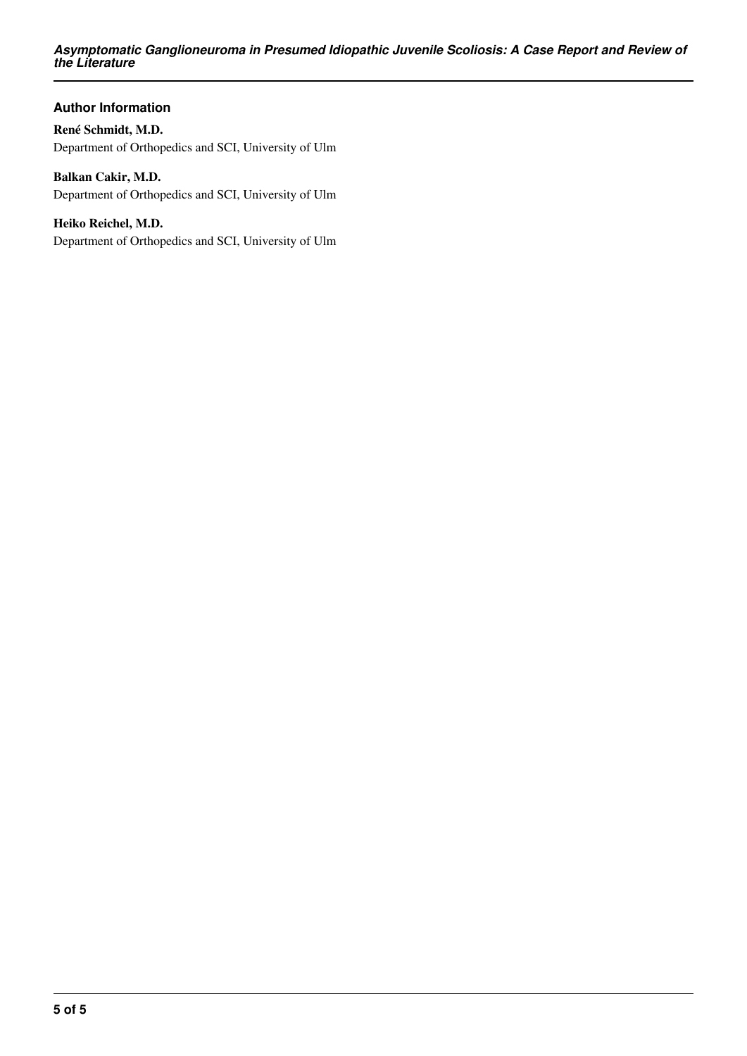## Author Information

**René Schmidt, M.D.**
Department of Orthopedics and SCI, University of Ulm

**Balkan Cakir, M.D.**
Department of Orthopedics and SCI, University of Ulm

**Heiko Reichel, M.D.**
Department of Orthopedics and SCI, University of Ulm